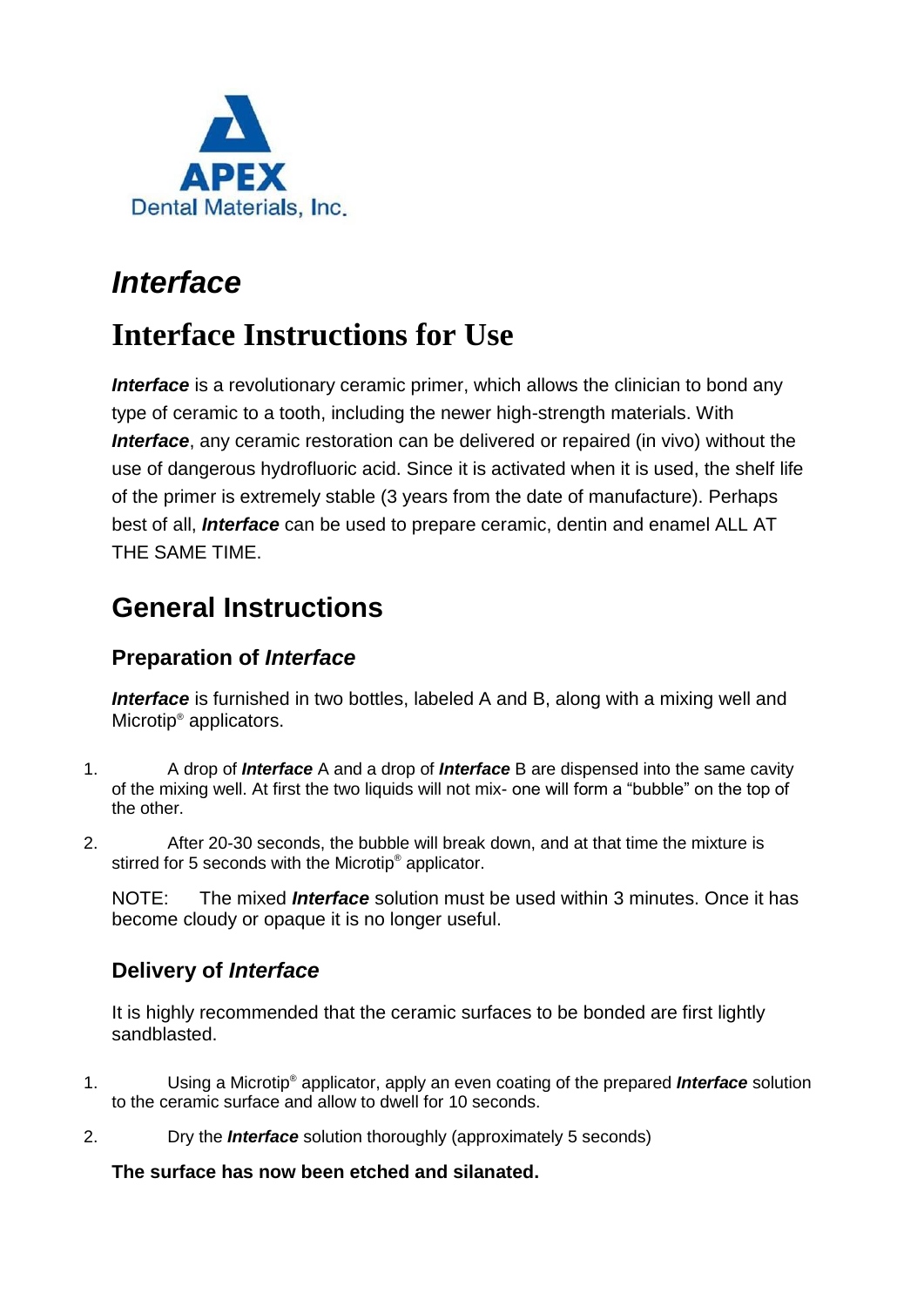APEX

Dental Materials, Inc.

# *Interface*

# Interface Instructions for Use

***Interface*** is a revolutionary ceramic primer, which allows the clinician to bond any type of ceramic to a tooth, including the newer high-strength materials. With ***Interface***, any ceramic restoration can be delivered or repaired (in vivo) without the use of dangerous hydrofluoric acid. Since it is activated when it is used, the shelf life of the primer is extremely stable (3 years from the date of manufacture). Perhaps best of all, ***Interface*** can be used to prepare ceramic, dentin and enamel ALL AT THE SAME TIME.

## General Instructions

### Preparation of *Interface*

***Interface*** is furnished in two bottles, labeled A and B, along with a mixing well and Microtip® applicators.

1. A drop of ***Interface*** A and a drop of ***Interface*** B are dispensed into the same cavity of the mixing well. At first the two liquids will not mix- one will form a "bubble" on the top of the other.

2. After 20-30 seconds, the bubble will break down, and at that time the mixture is stirred for 5 seconds with the Microtip® applicator.

NOTE: The mixed ***Interface*** solution must be used within 3 minutes. Once it has become cloudy or opaque it is no longer useful.

### Delivery of *Interface*

It is highly recommended that the ceramic surfaces to be bonded are first lightly sandblasted.

1. Using a Microtip® applicator, apply an even coating of the prepared ***Interface*** solution to the ceramic surface and allow to dwell for 10 seconds.

2. Dry the ***Interface*** solution thoroughly (approximately 5 seconds)

**The surface has now been etched and silanated.**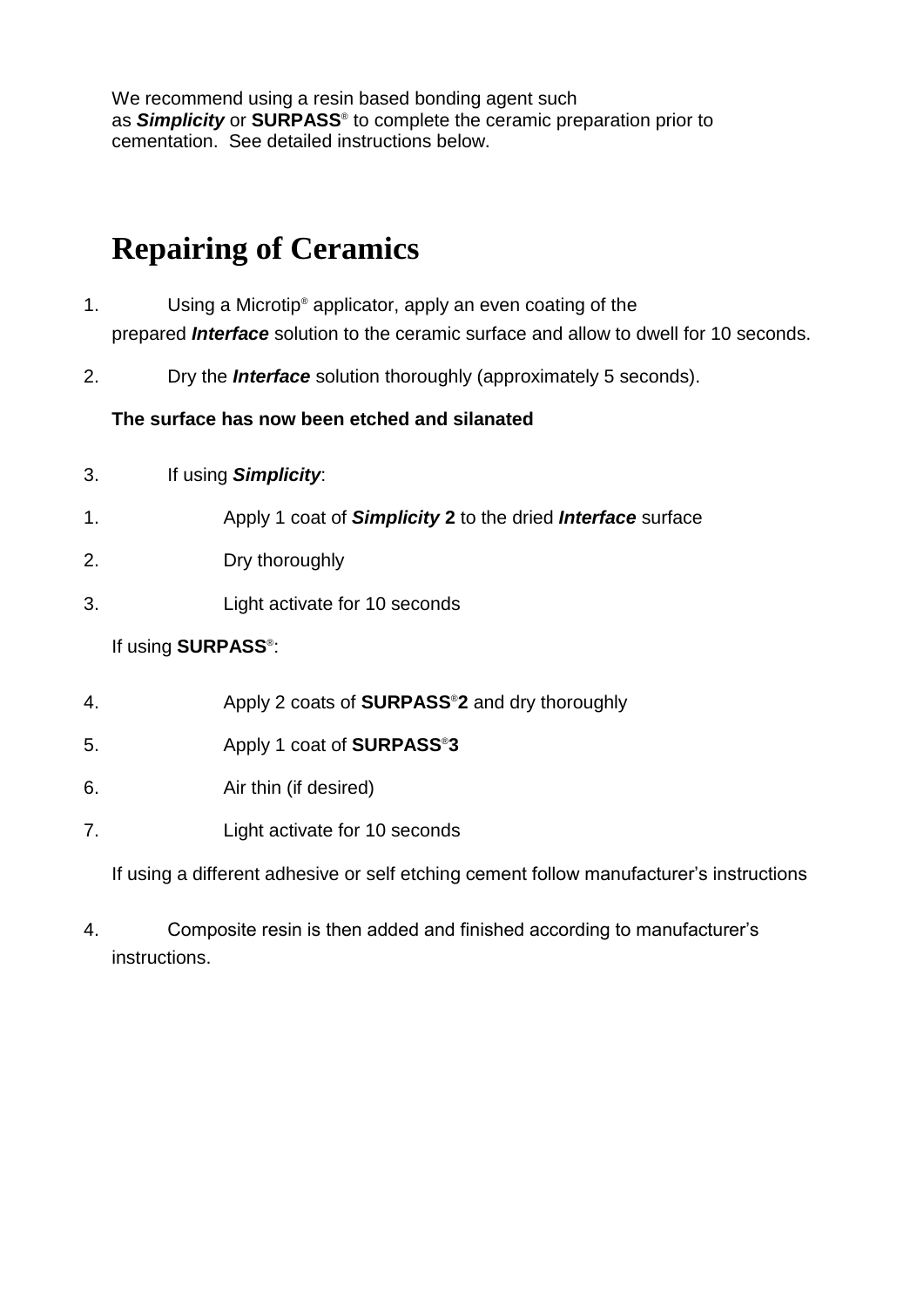We recommend using a resin based bonding agent such as ***Simplicity*** or **SURPASS**® to complete the ceramic preparation prior to cementation. See detailed instructions below.

# Repairing of Ceramics

1. Using a Microtip® applicator, apply an even coating of the prepared ***Interface*** solution to the ceramic surface and allow to dwell for 10 seconds.

2. Dry the ***Interface*** solution thoroughly (approximately 5 seconds).

**The surface has now been etched and silanated**

3. If using ***Simplicity***:

1. Apply 1 coat of ***Simplicity* 2** to the dried ***Interface*** surface

2. Dry thoroughly

3. Light activate for 10 seconds

If using **SURPASS**®:

4. Apply 2 coats of **SURPASS®2** and dry thoroughly

5. Apply 1 coat of **SURPASS®3**

6. Air thin (if desired)

7. Light activate for 10 seconds

If using a different adhesive or self etching cement follow manufacturer's instructions

4. Composite resin is then added and finished according to manufacturer's instructions.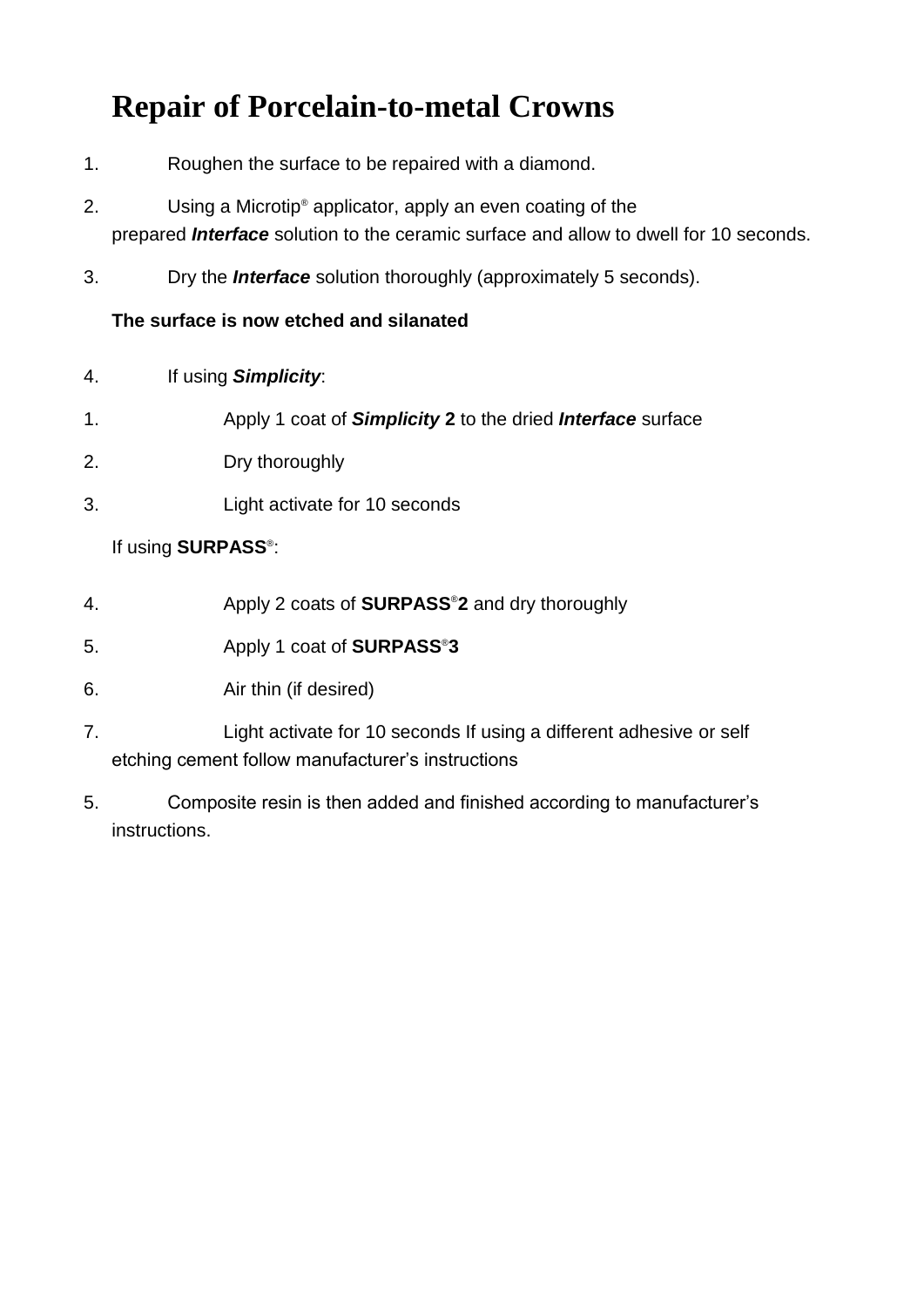# Repair of Porcelain-to-metal Crowns

1. Roughen the surface to be repaired with a diamond.

2. Using a Microtip® applicator, apply an even coating of the prepared ***Interface*** solution to the ceramic surface and allow to dwell for 10 seconds.

3. Dry the ***Interface*** solution thoroughly (approximately 5 seconds).

**The surface is now etched and silanated**

4. If using ***Simplicity***:

1. Apply 1 coat of ***Simplicity* 2** to the dried ***Interface*** surface

2. Dry thoroughly

3. Light activate for 10 seconds

If using **SURPASS®**:

4. Apply 2 coats of **SURPASS®2** and dry thoroughly

5. Apply 1 coat of **SURPASS®3**

6. Air thin (if desired)

7. Light activate for 10 seconds If using a different adhesive or self etching cement follow manufacturer's instructions

5. Composite resin is then added and finished according to manufacturer's instructions.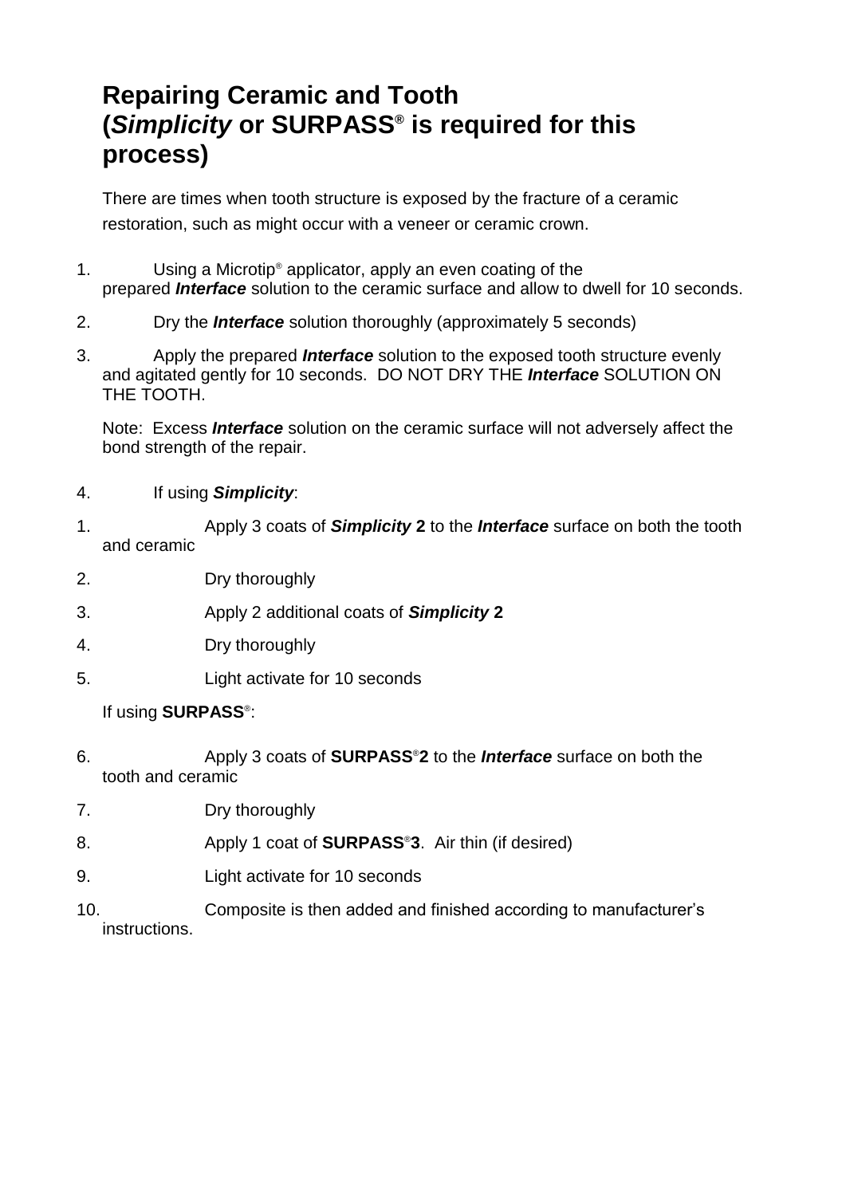# Repairing Ceramic and Tooth (*Simplicity* or SURPASS® is required for this process)

There are times when tooth structure is exposed by the fracture of a ceramic restoration, such as might occur with a veneer or ceramic crown.

1. Using a Microtip® applicator, apply an even coating of the prepared ***Interface*** solution to the ceramic surface and allow to dwell for 10 seconds.
2. Dry the ***Interface*** solution thoroughly (approximately 5 seconds)
3. Apply the prepared ***Interface*** solution to the exposed tooth structure evenly and agitated gently for 10 seconds. DO NOT DRY THE ***Interface*** SOLUTION ON THE TOOTH.

   Note: Excess ***Interface*** solution on the ceramic surface will not adversely affect the bond strength of the repair.

4. If using ***Simplicity***:

1. Apply 3 coats of ***Simplicity* 2** to the ***Interface*** surface on both the tooth and ceramic
2. Dry thoroughly
3. Apply 2 additional coats of ***Simplicity* 2**
4. Dry thoroughly
5. Light activate for 10 seconds

If using **SURPASS®**:

6. Apply 3 coats of **SURPASS®2** to the ***Interface*** surface on both the tooth and ceramic
7. Dry thoroughly
8. Apply 1 coat of **SURPASS®3**. Air thin (if desired)
9. Light activate for 10 seconds
10. Composite is then added and finished according to manufacturer's instructions.